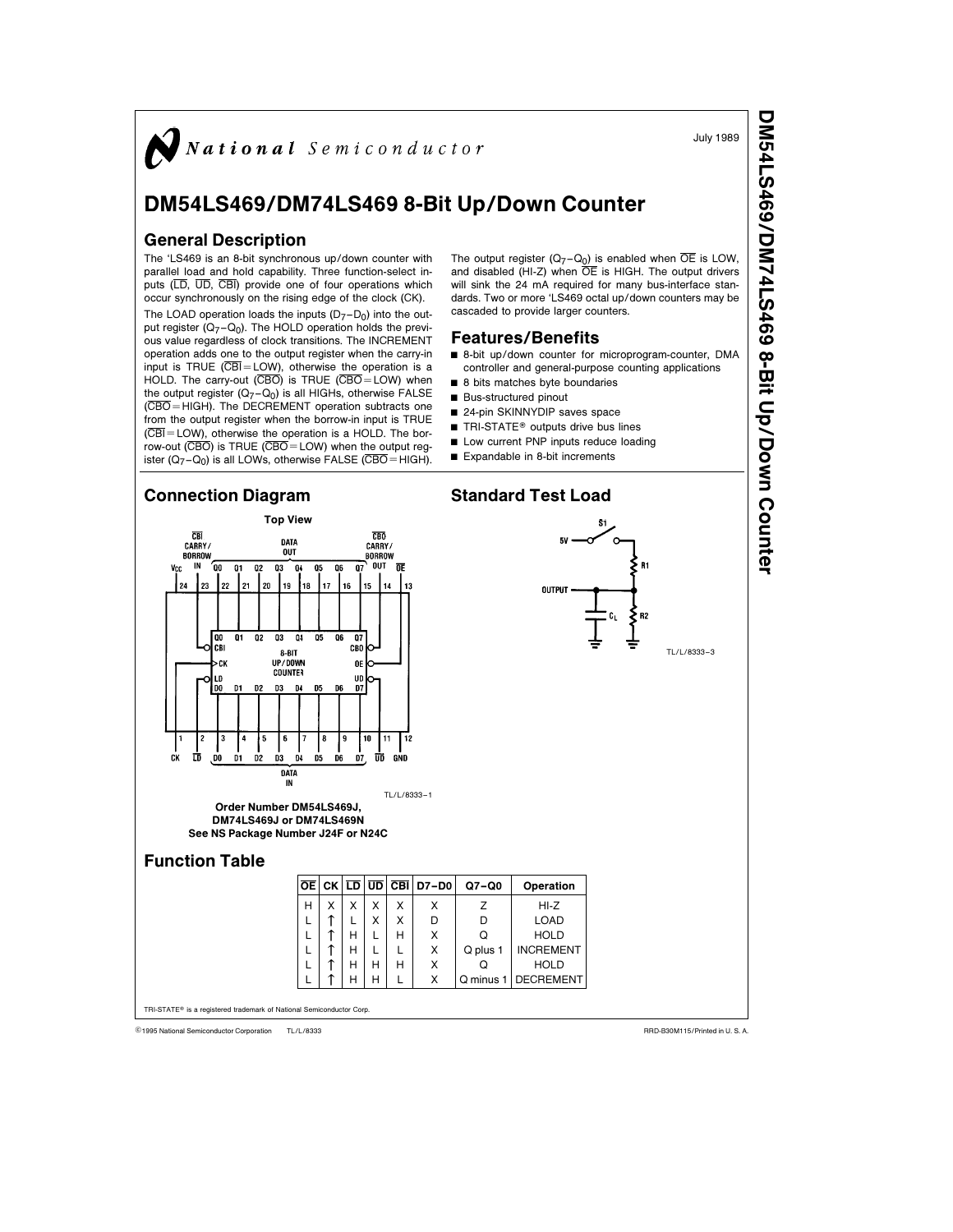National Semiconductor

July 1989

# DM54LS469/DM74LS469 8-Bit Up/Down Counter

## General Description

The 'LS469 is an 8-bit synchronous up/down counter with parallel load and hold capability. Three function-select inputs ($\overline{LD}$, $\overline{UD}$, $\overline{CBI}$) provide one of four operations which occur synchronously on the rising edge of the clock (CK).

The LOAD operation loads the inputs ($D_7$–$D_0$) into the output register ($Q_7$–$Q_0$). The HOLD operation holds the previous value regardless of clock transitions. The INCREMENT operation adds one to the output register when the carry-in input is TRUE ($\overline{CBI}$ = LOW), otherwise the operation is a HOLD. The carry-out ($\overline{CBO}$) is TRUE ($\overline{CBO}$ = LOW) when the output register ($Q_7$–$Q_0$) is all HIGHs, otherwise FALSE ($\overline{CBO}$ = HIGH). The DECREMENT operation subtracts one from the output register when the borrow-in input is TRUE ($\overline{CBI}$ = LOW), otherwise the operation is a HOLD. The borrow-out ($\overline{CBO}$) is TRUE ($\overline{CBO}$ = LOW) when the output register ($Q_7$–$Q_0$) is all LOWs, otherwise FALSE ($\overline{CBO}$ = HIGH).

The output register ($Q_7$–$Q_0$) is enabled when $\overline{OE}$ is LOW, and disabled (HI-Z) when $\overline{OE}$ is HIGH. The output drivers will sink the 24 mA required for many bus-interface standards. Two or more 'LS469 octal up/down counters may be cascaded to provide larger counters.

## Features/Benefits

- 8-bit up/down counter for microprogram-counter, DMA controller and general-purpose counting applications
- 8 bits matches byte boundaries
- Bus-structured pinout
- 24-pin SKINNYDIP saves space
- TRI-STATE® outputs drive bus lines
- Low current PNP inputs reduce loading
- Expandable in 8-bit increments

## Connection Diagram

Top View

TL/L/8333–1

**Order Number DM54LS469J, DM74LS469J or DM74LS469N**
**See NS Package Number J24F or N24C**

## Standard Test Load

TL/L/8333–3

## Function Table

| $\overline{OE}$ | CK | $\overline{LD}$ | $\overline{UD}$ | $\overline{CBI}$ | D7–D0 | Q7–Q0 | Operation |
|---|---|---|---|---|---|---|---|
| H | X | X | X | X | X | Z | HI-Z |
| L | ↑ | L | X | X | D | D | LOAD |
| L | ↑ | H | L | H | X | Q | HOLD |
| L | ↑ | H | L | L | X | Q plus 1 | INCREMENT |
| L | ↑ | H | H | H | X | Q | HOLD |
| L | ↑ | H | H | L | X | Q minus 1 | DECREMENT |

TRI-STATE® is a registered trademark of National Semiconductor Corp.

©1995 National Semiconductor Corporation TL/L/8333 RRD-B30M115/Printed in U. S. A.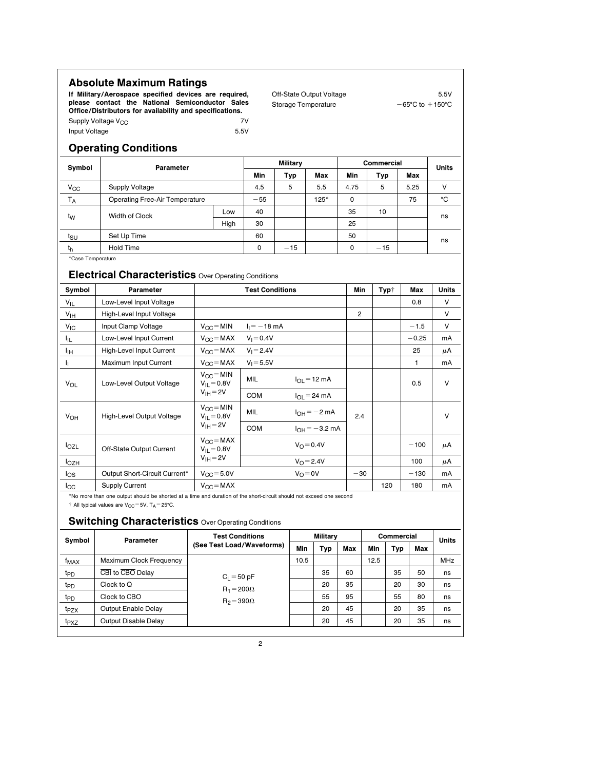## Absolute Maximum Ratings

**If Military/Aerospace specified devices are required, please contact the National Semiconductor Sales Office/Distributors for availability and specifications.**

| | |
|---|---|
| Supply Voltage $V_{CC}$ | 7V |
| Input Voltage | 5.5V |
| Off-State Output Voltage | 5.5V |
| Storage Temperature | −65°C to +150°C |

## Operating Conditions

| Symbol | Parameter | | Military | | | Commercial | | | Units |
|---|---|---|---|---|---|---|---|---|---|
| | | | Min | Typ | Max | Min | Typ | Max | |
| $V_{CC}$ | Supply Voltage | | 4.5 | 5 | 5.5 | 4.75 | 5 | 5.25 | V |
| $T_A$ | Operating Free-Air Temperature | | −55 | | 125* | 0 | | 75 | °C |
| $t_W$ | Width of Clock | Low | 40 | | | 35 | 10 | | ns |
| | | High | 30 | | | 25 | | | |
| $t_{SU}$ | Set Up Time | | 60 | | | 50 | | | ns |
| $t_h$ | Hold Time | | 0 | −15 | | 0 | −15 | | |

*Case Temperature

## Electrical Characteristics Over Operating Conditions

| Symbol | Parameter | Test Conditions | | | Min | Typ† | Max | Units |
|---|---|---|---|---|---|---|---|---|
| $V_{IL}$ | Low-Level Input Voltage | | | | | | 0.8 | V |
| $V_{IH}$ | High-Level Input Voltage | | | | 2 | | | V |
| $V_{IC}$ | Input Clamp Voltage | $V_{CC}$ = MIN | $I_I$ = −18 mA | | | | −1.5 | V |
| $I_{IL}$ | Low-Level Input Current | $V_{CC}$ = MAX | $V_I$ = 0.4V | | | | −0.25 | mA |
| $I_{IH}$ | High-Level Input Current | $V_{CC}$ = MAX | $V_I$ = 2.4V | | | | 25 | μA |
| $I_I$ | Maximum Input Current | $V_{CC}$ = MAX | $V_I$ = 5.5V | | | | 1 | mA |
| $V_{OL}$ | Low-Level Output Voltage | $V_{CC}$ = MIN, $V_{IL}$ = 0.8V, $V_{IH}$ = 2V | MIL | $I_{OL}$ = 12 mA | | | 0.5 | V |
| | | | COM | $I_{OL}$ = 24 mA | | | | |
| $V_{OH}$ | High-Level Output Voltage | $V_{CC}$ = MIN, $V_{IL}$ = 0.8V, $V_{IH}$ = 2V | MIL | $I_{OH}$ = −2 mA | 2.4 | | | V |
| | | | COM | $I_{OH}$ = −3.2 mA | | | | |
| $I_{OZL}$ | Off-State Output Current | $V_{CC}$ = MAX, $V_{IL}$ = 0.8V, $V_{IH}$ = 2V | $V_O$ = 0.4V | | | | −100 | μA |
| $I_{OZH}$ | | | $V_O$ = 2.4V | | | | 100 | μA |
| $I_{OS}$ | Output Short-Circuit Current* | $V_{CC}$ = 5.0V | $V_O$ = 0V | | −30 | | −130 | mA |
| $I_{CC}$ | Supply Current | $V_{CC}$ = MAX | | | | 120 | 180 | mA |

*No more than one output should be shorted at a time and duration of the short-circuit should not exceed one second

† All typical values are $V_{CC}$ = 5V, $T_A$ = 25°C.

## Switching Characteristics Over Operating Conditions

| Symbol | Parameter | Test Conditions (See Test Load/Waveforms) | Military | | | Commercial | | | Units |
|---|---|---|---|---|---|---|---|---|---|
| | | | Min | Typ | Max | Min | Typ | Max | |
| $f_{MAX}$ | Maximum Clock Frequency | | 10.5 | | | 12.5 | | | MHz |
| $t_{PD}$ | $\overline{CBI}$ to $\overline{CBO}$ Delay | $C_L$ = 50 pF, $R_1$ = 200Ω, $R_2$ = 390Ω | | 35 | 60 | | 35 | 50 | ns |
| $t_{PD}$ | Clock to Q | | | 20 | 35 | | 20 | 30 | ns |
| $t_{PD}$ | Clock to CBO | | | 55 | 95 | | 55 | 80 | ns |
| $t_{PZX}$ | Output Enable Delay | | | 20 | 45 | | 20 | 35 | ns |
| $t_{PXZ}$ | Output Disable Delay | | | 20 | 45 | | 20 | 35 | ns |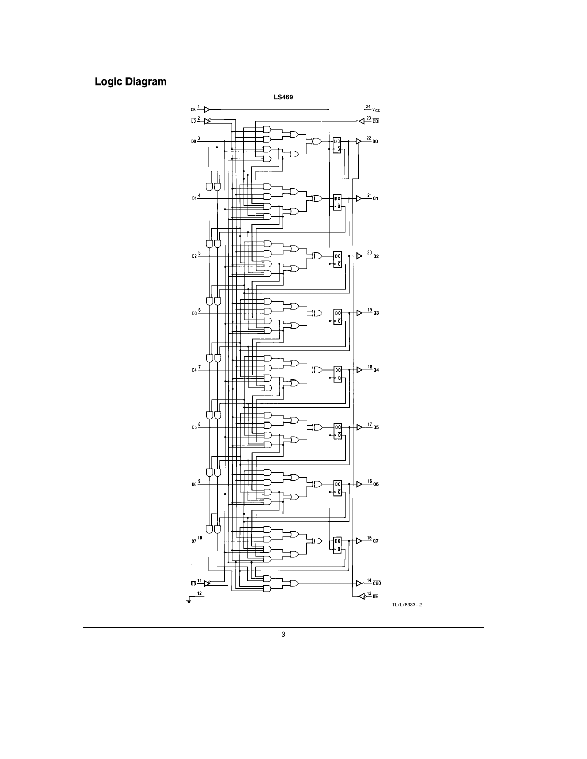## Logic Diagram

LS469

CK 1

$\overline{LD}$ 2

D0 3

D1 4

D2 5

D3 6

D4 7

D5 8

D6 9

D7 10

$\overline{UD}$ 11

12

24 $V_{CC}$

23 $\overline{CBI}$

22 Q0

21 Q1

20 Q2

19 Q3

18 Q4

17 Q5

16 Q6

15 Q7

14 $\overline{CBO}$

13 $\overline{OE}$

TL/L/8333–2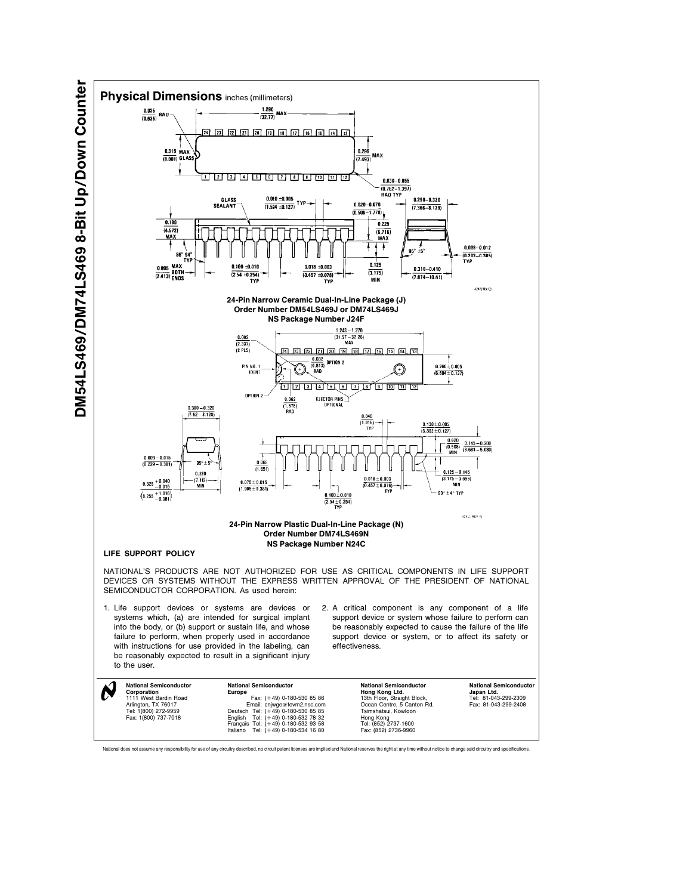## Physical Dimensions inches (millimeters)

0.025 RAD (0.635)
1.290 MAX (32.77)
24 23 22 21 20 19 18 17 16 15 14 13
0.315 MAX (8.001) GLASS
0.295 MAX (7.493)
1 2 3 4 5 6 7 8 9 10 11 12
0.030–0.055 (0.762–1.397) RAD TYP
GLASS SEALANT
0.060 ±0.005 (1.524 ±0.127) TYP
0.020–0.070 (0.508–1.778)
0.290–0.320 (7.366–8.128)
0.180 (4.572) MAX
0.225 (5.715) MAX
86° 94° TYP
95° ±5°
0.008–0.012 (0.203–0.305) TYP
0.095 MAX (2.413) BOTH ENDS
0.100 ±0.010 (2.54 ±0.254) TYP
0.018 ±0.003 (0.457 ±0.076) TYP
0.125 (3.175) MIN
0.310–0.410 (7.874–10.41)
J24F(REV 6)

**24-Pin Narrow Ceramic Dual-In-Line Package (J)**
**Order Number DM54LS469J or DM74LS469J**
**NS Package Number J24F**

0.092 (2.337) (2 PLS)
1.243 – 1.270 (31.57 – 32.26) MAX
24 23 22 21 20 19 18 17 16 15 14 13
0.032 (0.813) RAD OPTION 2
PIN NO. 1 IDENT
0.260 ± 0.005 (6.604 ± 0.127)
1 2 3 4 5 6 7 8 9 10 11 12
OPTION 2
0.062 (1.575) RAD
EJECTOR PINS OPTIONAL
0.300 – 0.320 (7.62 – 8.128)
0.040 (1.016) TYP
0.130 ± 0.005 (3.302 ± 0.127)
0.020 (0.508) MIN
0.145 – 0.200 (3.683 – 5.080)
0.009 – 0.015 (0.229 – 0.381)
95° ± 5°
0.065 (1.651)
0.280 (7.112) MIN
0.125 – 0.145 (3.175 – 3.556) MIN
0.325 +0.040 −0.015 (8.255 +1.016 −0.381)
0.075 ± 0.015 (1.905 ± 0.381)
0.018 ± 0.003 (0.457 ± 0.076) TYP
90° ± 4° TYP
0.100 ± 0.010 (2.54 ± 0.254) TYP
N24C (REV F)

**24-Pin Narrow Plastic Dual-In-Line Package (N)**
**Order Number DM74LS469N**
**NS Package Number N24C**

### LIFE SUPPORT POLICY

NATIONAL'S PRODUCTS ARE NOT AUTHORIZED FOR USE AS CRITICAL COMPONENTS IN LIFE SUPPORT DEVICES OR SYSTEMS WITHOUT THE EXPRESS WRITTEN APPROVAL OF THE PRESIDENT OF NATIONAL SEMICONDUCTOR CORPORATION. As used herein:

1. Life support devices or systems are devices or systems which, (a) are intended for surgical implant into the body, or (b) support or sustain life, and whose failure to perform, when properly used in accordance with instructions for use provided in the labeling, can be reasonably expected to result in a significant injury to the user.

2. A critical component is any component of a life support device or system whose failure to perform can be reasonably expected to cause the failure of the life support device or system, or to affect its safety or effectiveness.

**National Semiconductor Corporation**
1111 West Bardin Road
Arlington, TX 76017
Tel: 1(800) 272-9959
Fax: 1(800) 737-7018

**National Semiconductor Europe**
Fax: (+49) 0-180-530 85 86
Email: cnjwge@tevm2.nsc.com
Deutsch Tel: (+49) 0-180-530 85 85
English Tel: (+49) 0-180-532 78 32
Français Tel: (+49) 0-180-532 93 58
Italiano Tel: (+49) 0-180-534 16 80

**National Semiconductor Hong Kong Ltd.**
13th Floor, Straight Block,
Ocean Centre, 5 Canton Rd.
Tsimshatsui, Kowloon
Hong Kong
Tel: (852) 2737-1600
Fax: (852) 2736-9960

**National Semiconductor Japan Ltd.**
Tel: 81-043-299-2309
Fax: 81-043-299-2408

National does not assume any responsibility for use of any circuitry described, no circuit patent licenses are implied and National reserves the right at any time without notice to change said circuitry and specifications.